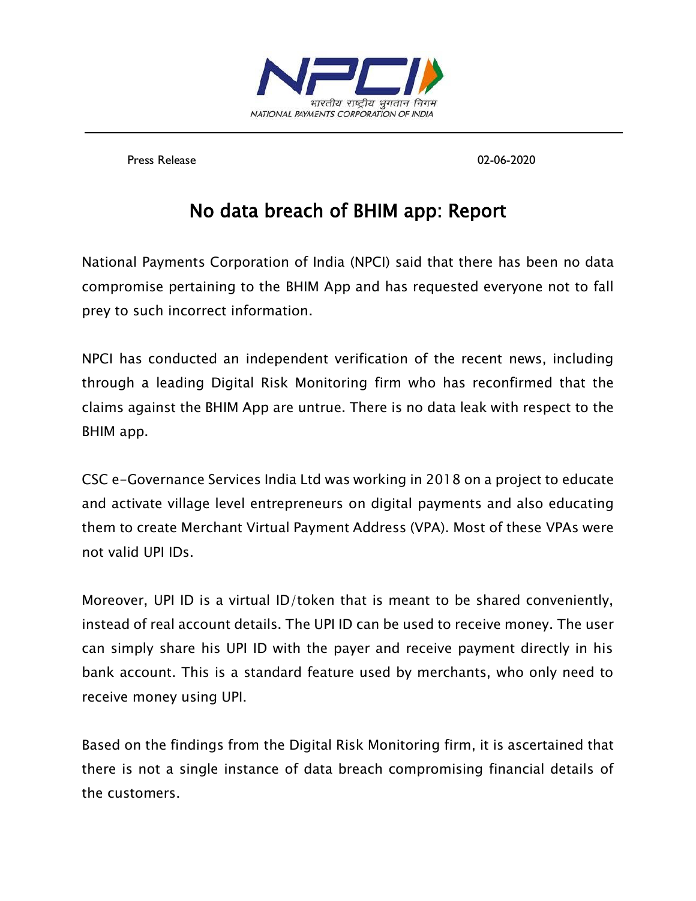NPCI
भारतीय राष्ट्रीय भुगतान निगम
NATIONAL PAYMENTS CORPORATION OF INDIA

Press Release 02-06-2020

# No data breach of BHIM app: Report

National Payments Corporation of India (NPCI) said that there has been no data compromise pertaining to the BHIM App and has requested everyone not to fall prey to such incorrect information.

NPCI has conducted an independent verification of the recent news, including through a leading Digital Risk Monitoring firm who has reconfirmed that the claims against the BHIM App are untrue. There is no data leak with respect to the BHIM app.

CSC e-Governance Services India Ltd was working in 2018 on a project to educate and activate village level entrepreneurs on digital payments and also educating them to create Merchant Virtual Payment Address (VPA). Most of these VPAs were not valid UPI IDs.

Moreover, UPI ID is a virtual ID/token that is meant to be shared conveniently, instead of real account details. The UPI ID can be used to receive money. The user can simply share his UPI ID with the payer and receive payment directly in his bank account. This is a standard feature used by merchants, who only need to receive money using UPI.

Based on the findings from the Digital Risk Monitoring firm, it is ascertained that there is not a single instance of data breach compromising financial details of the customers.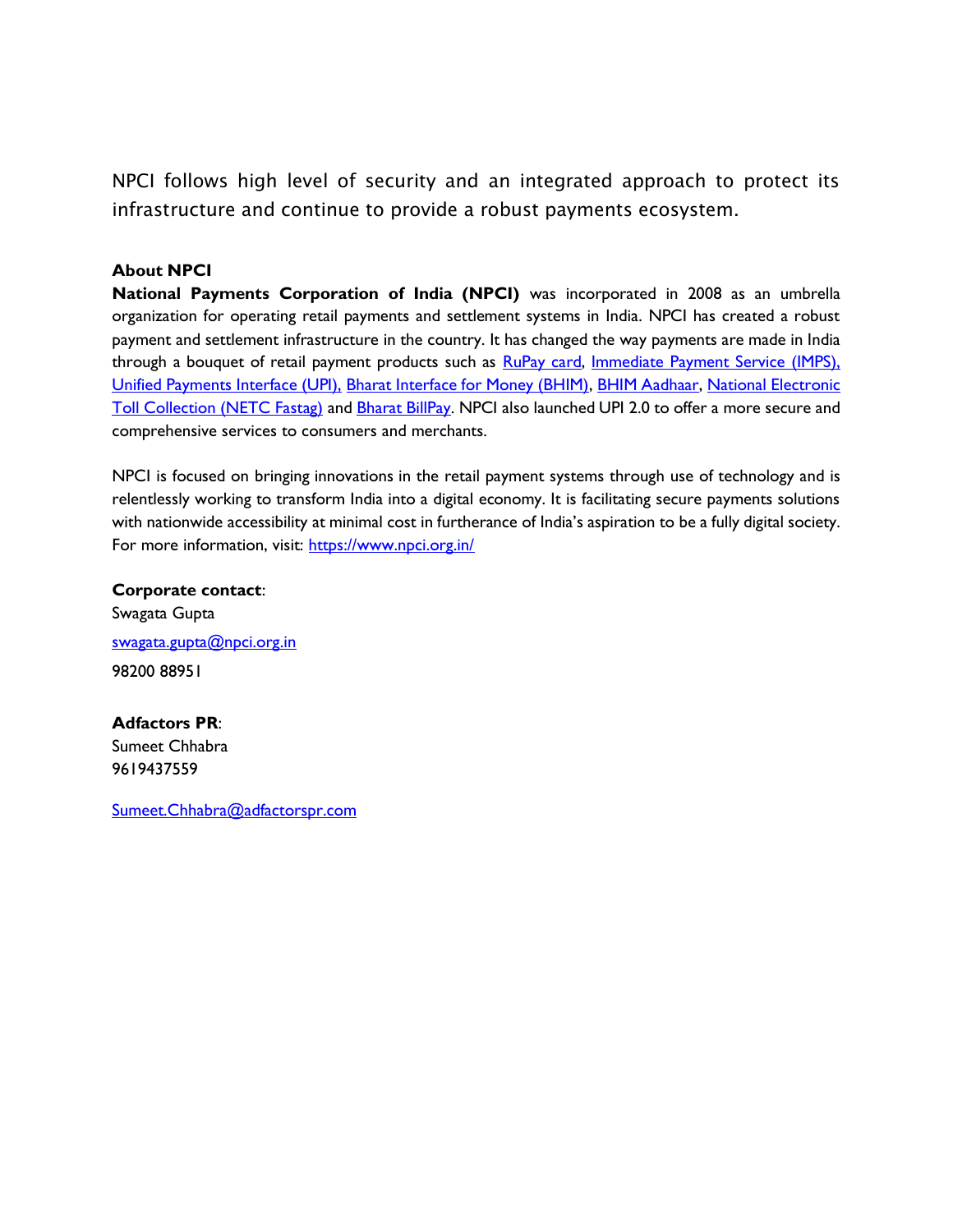NPCI follows high level of security and an integrated approach to protect its infrastructure and continue to provide a robust payments ecosystem.

**About NPCI**

**National Payments Corporation of India (NPCI)** was incorporated in 2008 as an umbrella organization for operating retail payments and settlement systems in India. NPCI has created a robust payment and settlement infrastructure in the country. It has changed the way payments are made in India through a bouquet of retail payment products such as RuPay card, Immediate Payment Service (IMPS), Unified Payments Interface (UPI), Bharat Interface for Money (BHIM), BHIM Aadhaar, National Electronic Toll Collection (NETC Fastag) and Bharat BillPay. NPCI also launched UPI 2.0 to offer a more secure and comprehensive services to consumers and merchants.

NPCI is focused on bringing innovations in the retail payment systems through use of technology and is relentlessly working to transform India into a digital economy. It is facilitating secure payments solutions with nationwide accessibility at minimal cost in furtherance of India's aspiration to be a fully digital society. For more information, visit: https://www.npci.org.in/

**Corporate contact**:
Swagata Gupta
swagata.gupta@npci.org.in
98200 88951

**Adfactors PR**:
Sumeet Chhabra
9619437559

Sumeet.Chhabra@adfactorspr.com